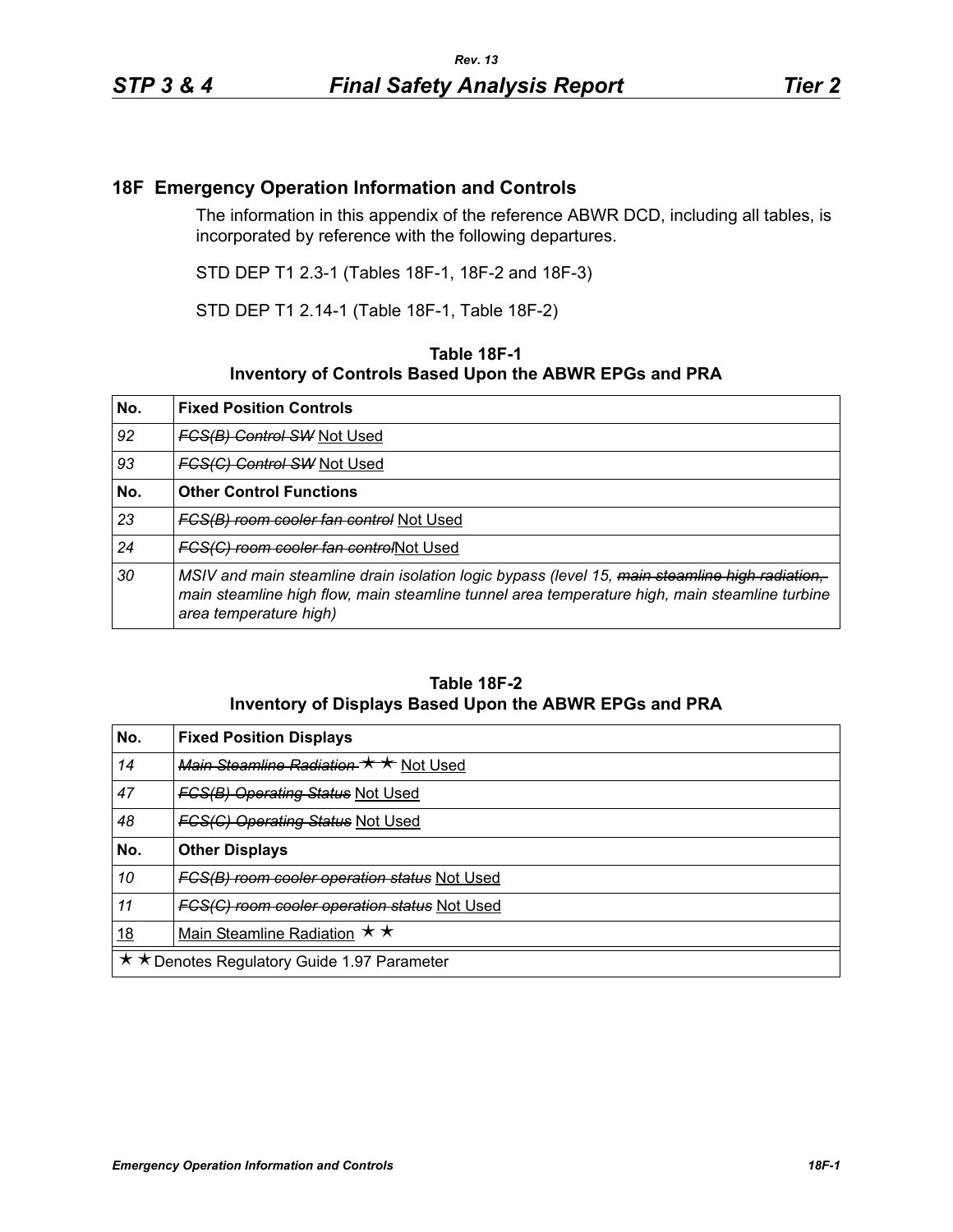## 18F Emergency Operation Information and Controls

The information in this appendix of the reference ABWR DCD, including all tables, is incorporated by reference with the following departures.

STD DEP T1 2.3-1 (Tables 18F-1, 18F-2 and 18F-3)

STD DEP T1 2.14-1 (Table 18F-1, Table 18F-2)

**Table 18F-1**
**Inventory of Controls Based Upon the ABWR EPGs and PRA**

| No. | Fixed Position Controls |
|---|---|
| *92* | ~~*FCS(B) Control SW*~~ Not Used |
| *93* | ~~*FCS(C) Control SW*~~ Not Used |
| **No.** | **Other Control Functions** |
| *23* | ~~*FCS(B) room cooler fan control*~~ Not Used |
| *24* | ~~*FCS(C) room cooler fan control*~~Not Used |
| *30* | *MSIV and main steamline drain isolation logic bypass (level 15,* ~~*main steamline high radiation,*~~ *main steamline high flow, main steamline tunnel area temperature high, main steamline turbine area temperature high)* |

**Table 18F-2**
**Inventory of Displays Based Upon the ABWR EPGs and PRA**

| No. | Fixed Position Displays |
|---|---|
| *14* | ~~*Main Steamline Radiation* ★★~~ Not Used |
| *47* | ~~*FCS(B) Operating Status*~~ Not Used |
| *48* | ~~*FCS(C) Operating Status*~~ Not Used |
| **No.** | **Other Displays** |
| *10* | ~~*FCS(B) room cooler operation status*~~ Not Used |
| *11* | ~~*FCS(C) room cooler operation status*~~ Not Used |
| 18 | Main Steamline Radiation ★★ |

★★Denotes Regulatory Guide 1.97 Parameter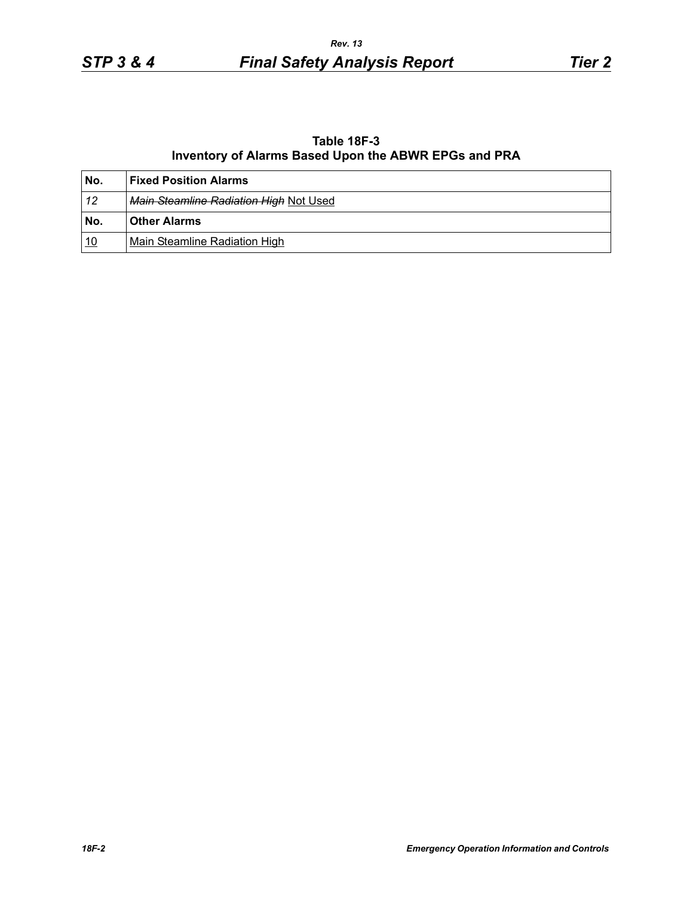**Table 18F-3**
**Inventory of Alarms Based Upon the ABWR EPGs and PRA**

| No. | Fixed Position Alarms |
|---|---|
| *12* | ~~*Main Steamline Radiation High*~~ Not Used |
| **No.** | **Other Alarms** |
| 10 | Main Steamline Radiation High |